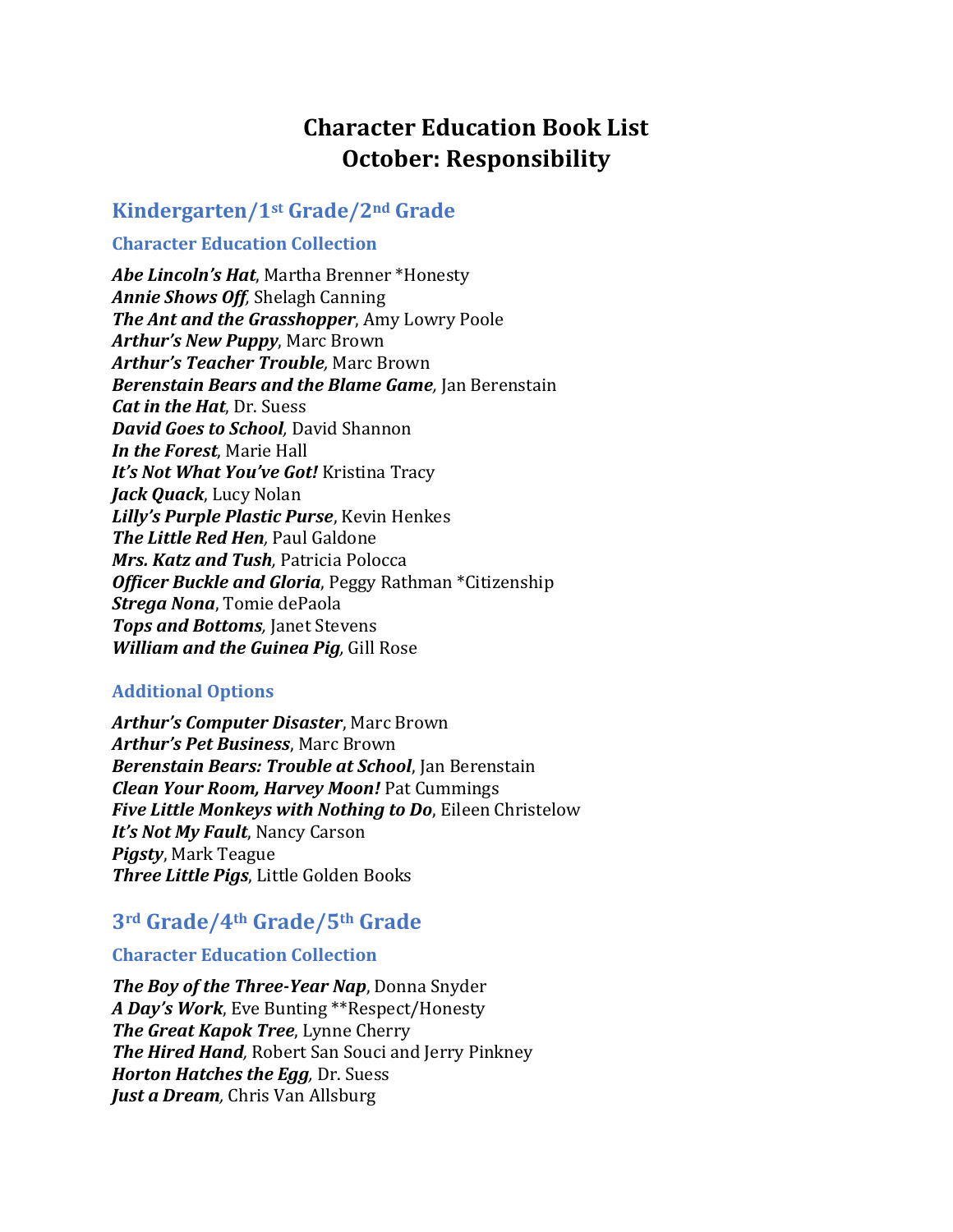# Character Education Book List
# October: Responsibility

## Kindergarten/1st Grade/2nd Grade

### Character Education Collection

***Abe Lincoln's Hat***, Martha Brenner *Honesty
***Annie Shows Off***, Shelagh Canning
***The Ant and the Grasshopper***, Amy Lowry Poole
***Arthur's New Puppy***, Marc Brown
***Arthur's Teacher Trouble***, Marc Brown
***Berenstain Bears and the Blame Game***, Jan Berenstain
***Cat in the Hat***, Dr. Suess
***David Goes to School***, David Shannon
***In the Forest***, Marie Hall
***It's Not What You've Got!*** Kristina Tracy
***Jack Quack***, Lucy Nolan
***Lilly's Purple Plastic Purse***, Kevin Henkes
***The Little Red Hen***, Paul Galdone
***Mrs. Katz and Tush***, Patricia Polocca
***Officer Buckle and Gloria***, Peggy Rathman *Citizenship
***Strega Nona***, Tomie dePaola
***Tops and Bottoms***, Janet Stevens
***William and the Guinea Pig***, Gill Rose

### Additional Options

***Arthur's Computer Disaster***, Marc Brown
***Arthur's Pet Business***, Marc Brown
***Berenstain Bears: Trouble at School***, Jan Berenstain
***Clean Your Room, Harvey Moon!*** Pat Cummings
***Five Little Monkeys with Nothing to Do***, Eileen Christelow
***It's Not My Fault***, Nancy Carson
***Pigsty***, Mark Teague
***Three Little Pigs***, Little Golden Books

## 3rd Grade/4th Grade/5th Grade

### Character Education Collection

***The Boy of the Three-Year Nap***, Donna Snyder
***A Day's Work***, Eve Bunting **Respect/Honesty
***The Great Kapok Tree***, Lynne Cherry
***The Hired Hand***, Robert San Souci and Jerry Pinkney
***Horton Hatches the Egg***, Dr. Suess
***Just a Dream***, Chris Van Allsburg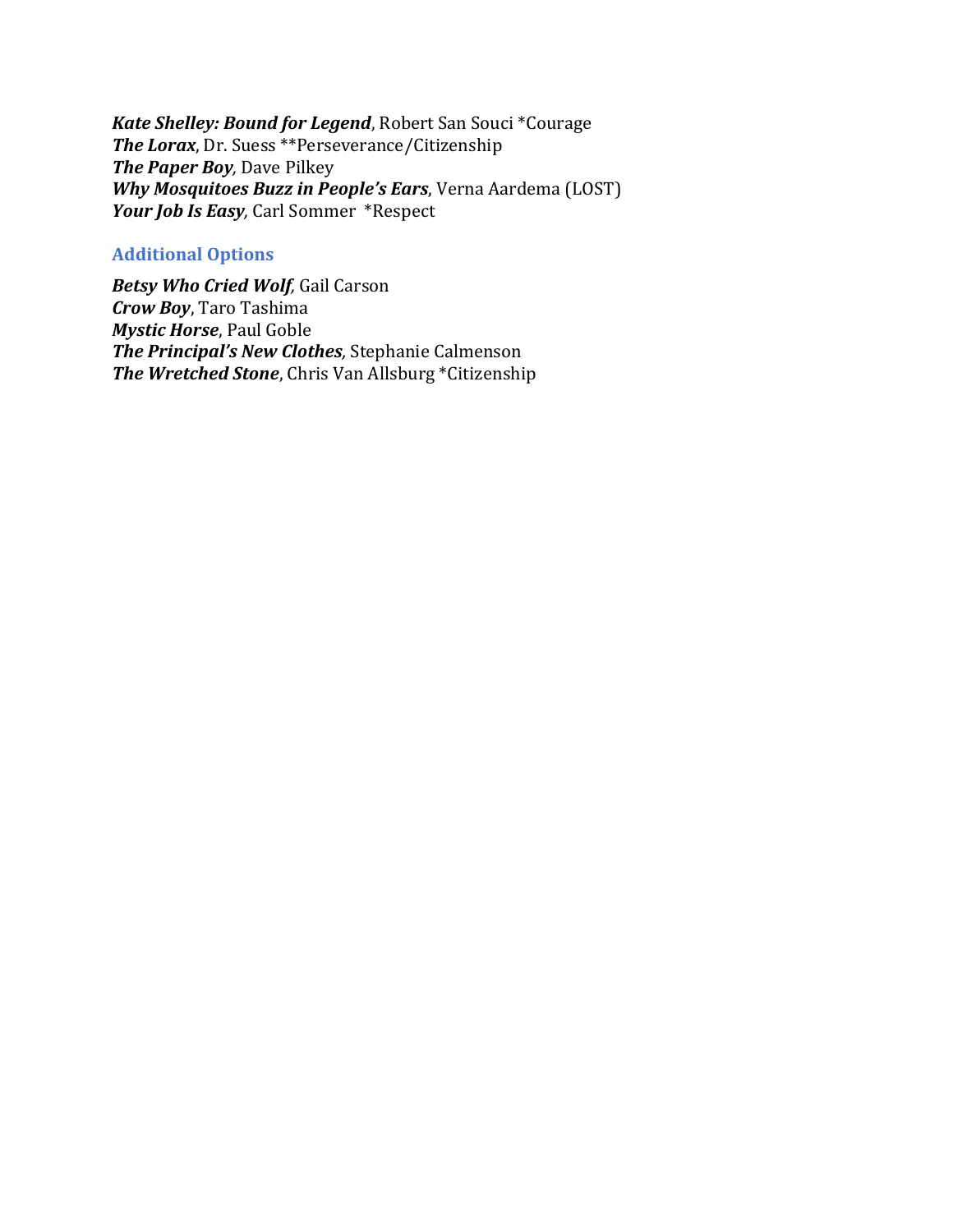***Kate Shelley: Bound for Legend***, Robert San Souci *Courage
***The Lorax***, Dr. Suess **Perseverance/Citizenship
***The Paper Boy**,* Dave Pilkey
***Why Mosquitoes Buzz in People's Ears***, Verna Aardema (LOST)
***Your Job Is Easy**,* Carl Sommer *Respect

### Additional Options

***Betsy Who Cried Wolf**,* Gail Carson
***Crow Boy***, Taro Tashima
***Mystic Horse***, Paul Goble
***The Principal's New Clothes**,* Stephanie Calmenson
***The Wretched Stone***, Chris Van Allsburg *Citizenship